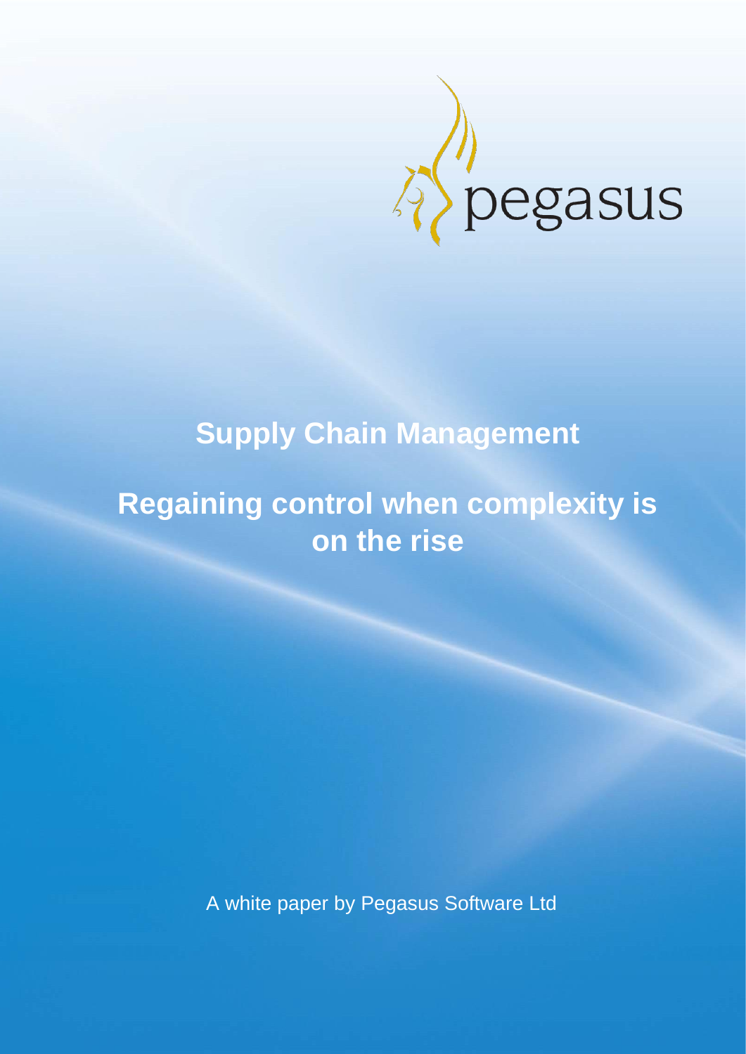pegasus

# Supply Chain Management

# Regaining control when complexity is on the rise

A white paper by Pegasus Software Ltd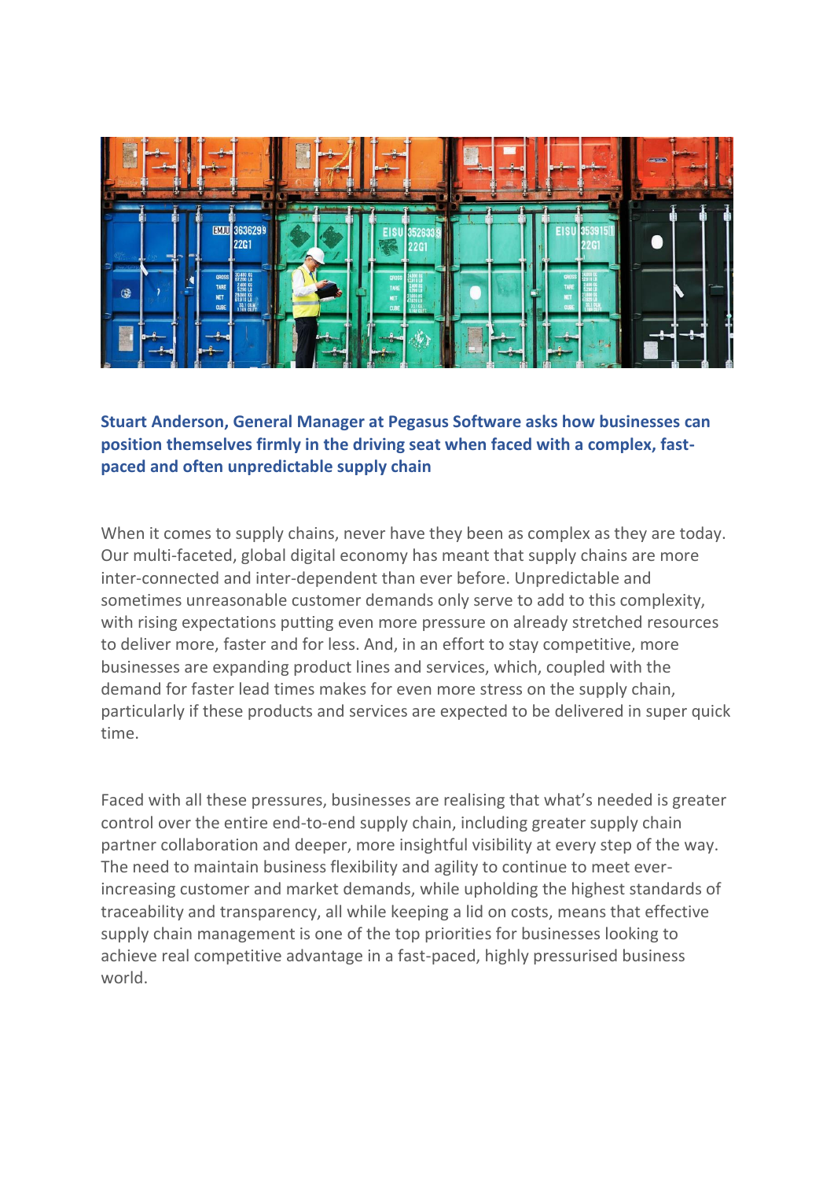**Stuart Anderson, General Manager at Pegasus Software asks how businesses can position themselves firmly in the driving seat when faced with a complex, fast-paced and often unpredictable supply chain**

When it comes to supply chains, never have they been as complex as they are today. Our multi-faceted, global digital economy has meant that supply chains are more inter-connected and inter-dependent than ever before. Unpredictable and sometimes unreasonable customer demands only serve to add to this complexity, with rising expectations putting even more pressure on already stretched resources to deliver more, faster and for less. And, in an effort to stay competitive, more businesses are expanding product lines and services, which, coupled with the demand for faster lead times makes for even more stress on the supply chain, particularly if these products and services are expected to be delivered in super quick time.

Faced with all these pressures, businesses are realising that what's needed is greater control over the entire end-to-end supply chain, including greater supply chain partner collaboration and deeper, more insightful visibility at every step of the way. The need to maintain business flexibility and agility to continue to meet ever-increasing customer and market demands, while upholding the highest standards of traceability and transparency, all while keeping a lid on costs, means that effective supply chain management is one of the top priorities for businesses looking to achieve real competitive advantage in a fast-paced, highly pressurised business world.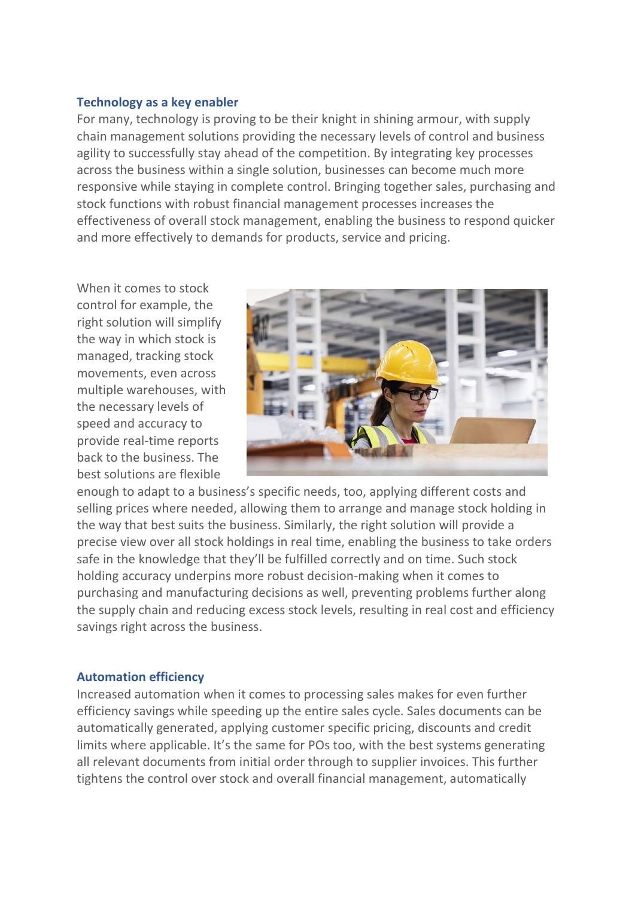## Technology as a key enabler

For many, technology is proving to be their knight in shining armour, with supply chain management solutions providing the necessary levels of control and business agility to successfully stay ahead of the competition. By integrating key processes across the business within a single solution, businesses can become much more responsive while staying in complete control. Bringing together sales, purchasing and stock functions with robust financial management processes increases the effectiveness of overall stock management, enabling the business to respond quicker and more effectively to demands for products, service and pricing.

When it comes to stock control for example, the right solution will simplify the way in which stock is managed, tracking stock movements, even across multiple warehouses, with the necessary levels of speed and accuracy to provide real-time reports back to the business. The best solutions are flexible enough to adapt to a business's specific needs, too, applying different costs and selling prices where needed, allowing them to arrange and manage stock holding in the way that best suits the business. Similarly, the right solution will provide a precise view over all stock holdings in real time, enabling the business to take orders safe in the knowledge that they'll be fulfilled correctly and on time. Such stock holding accuracy underpins more robust decision-making when it comes to purchasing and manufacturing decisions as well, preventing problems further along the supply chain and reducing excess stock levels, resulting in real cost and efficiency savings right across the business.

## Automation efficiency

Increased automation when it comes to processing sales makes for even further efficiency savings while speeding up the entire sales cycle. Sales documents can be automatically generated, applying customer specific pricing, discounts and credit limits where applicable. It's the same for POs too, with the best systems generating all relevant documents from initial order through to supplier invoices. This further tightens the control over stock and overall financial management, automatically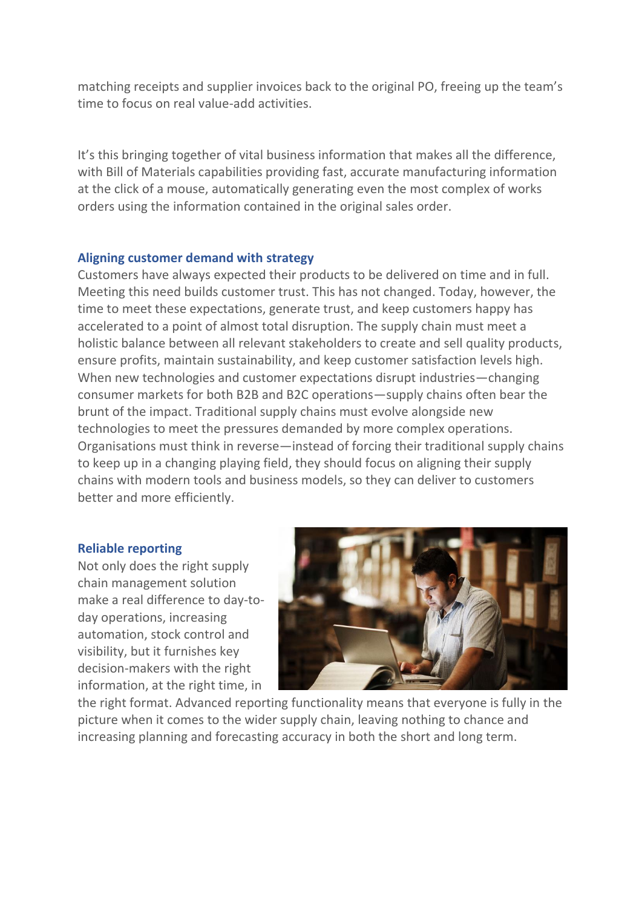matching receipts and supplier invoices back to the original PO, freeing up the team's time to focus on real value-add activities.

It's this bringing together of vital business information that makes all the difference, with Bill of Materials capabilities providing fast, accurate manufacturing information at the click of a mouse, automatically generating even the most complex of works orders using the information contained in the original sales order.

### Aligning customer demand with strategy

Customers have always expected their products to be delivered on time and in full. Meeting this need builds customer trust. This has not changed. Today, however, the time to meet these expectations, generate trust, and keep customers happy has accelerated to a point of almost total disruption. The supply chain must meet a holistic balance between all relevant stakeholders to create and sell quality products, ensure profits, maintain sustainability, and keep customer satisfaction levels high. When new technologies and customer expectations disrupt industries—changing consumer markets for both B2B and B2C operations—supply chains often bear the brunt of the impact. Traditional supply chains must evolve alongside new technologies to meet the pressures demanded by more complex operations. Organisations must think in reverse—instead of forcing their traditional supply chains to keep up in a changing playing field, they should focus on aligning their supply chains with modern tools and business models, so they can deliver to customers better and more efficiently.

### Reliable reporting

Not only does the right supply chain management solution make a real difference to day-to-day operations, increasing automation, stock control and visibility, but it furnishes key decision-makers with the right information, at the right time, in the right format. Advanced reporting functionality means that everyone is fully in the picture when it comes to the wider supply chain, leaving nothing to chance and increasing planning and forecasting accuracy in both the short and long term.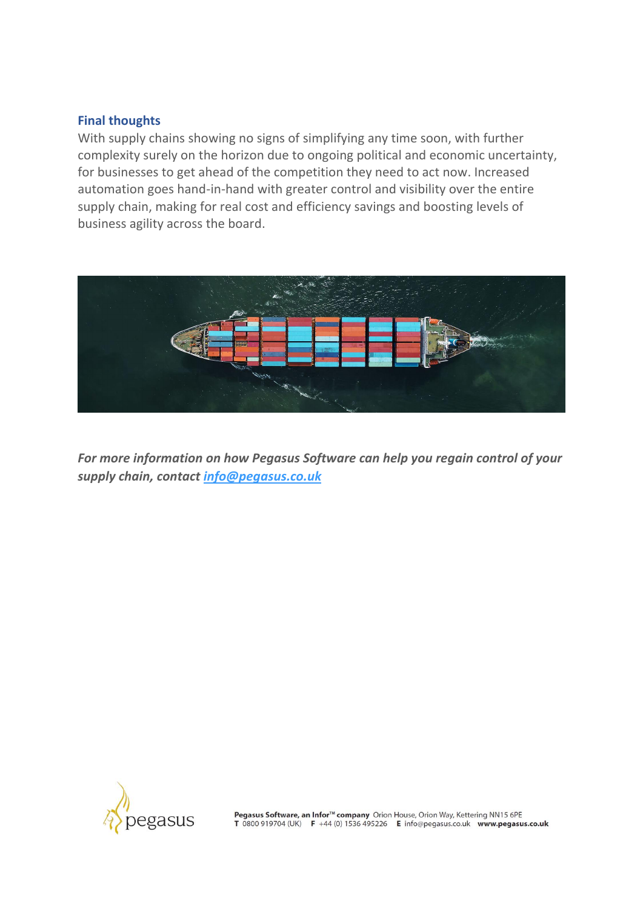## Final thoughts

With supply chains showing no signs of simplifying any time soon, with further complexity surely on the horizon due to ongoing political and economic uncertainty, for businesses to get ahead of the competition they need to act now. Increased automation goes hand-in-hand with greater control and visibility over the entire supply chain, making for real cost and efficiency savings and boosting levels of business agility across the board.

***For more information on how Pegasus Software can help you regain control of your supply chain, contact [info@pegasus.co.uk](mailto:info@pegasus.co.uk)***

**Pegasus Software, an Infor™ company** Orion House, Orion Way, Kettering NN15 6PE
**T** 0800 919704 (UK) **F** +44 (0) 1536 495226 **E** info@pegasus.co.uk **www.pegasus.co.uk**